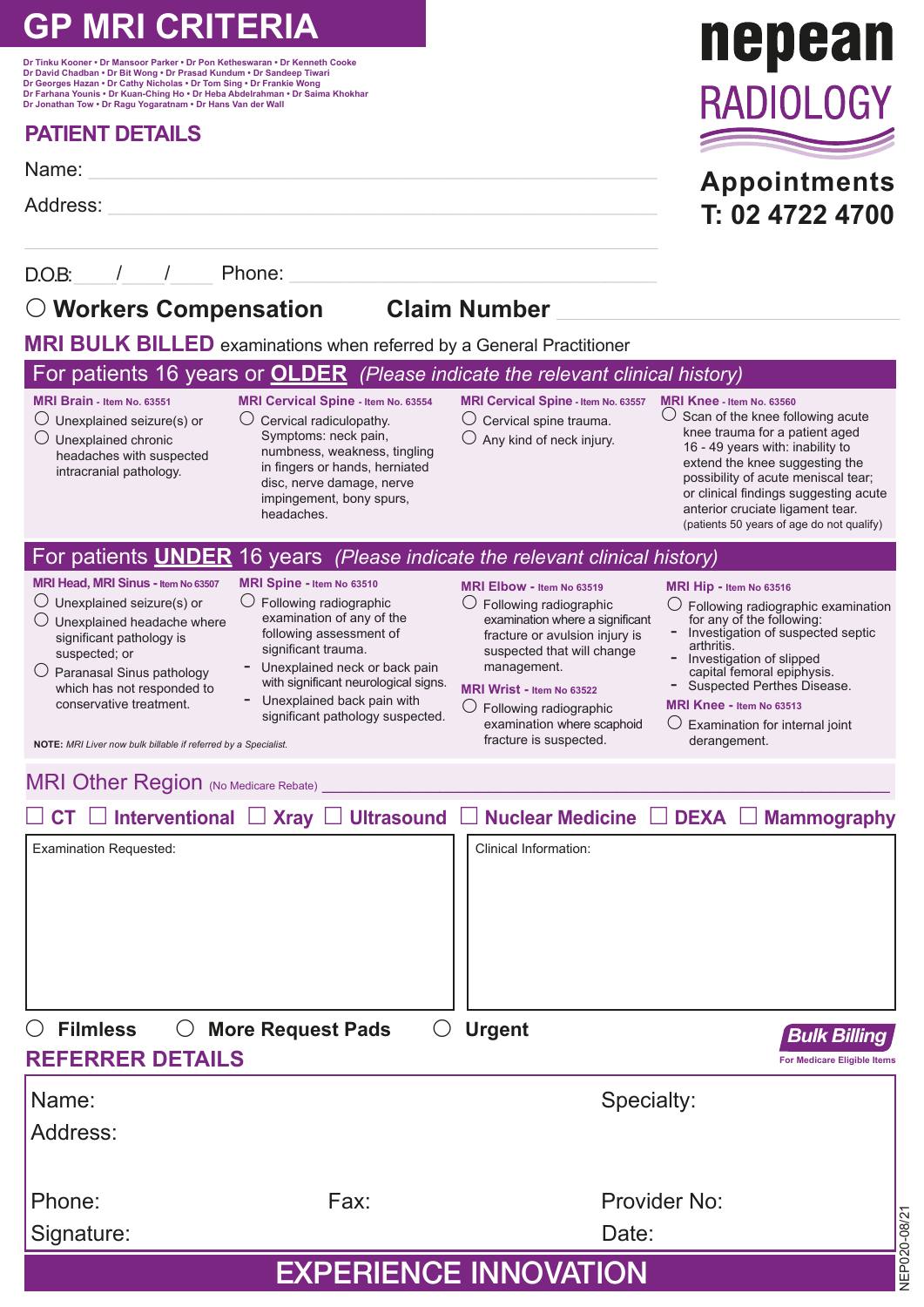# GP MRI CRITERIA

Dr Tinku Kooner • Dr Mansoor Parker • Dr Pon Ketheswaran • Dr Kenneth Cooke
Dr David Chadban • Dr Bit Wong • Dr Prasad Kundum • Dr Sandeep Tiwari
Dr Georges Hazan • Dr Cathy Nicholas • Dr Tom Sing • Dr Frankie Wong
Dr Farhana Younis • Dr Kuan-Ching Ho • Dr Heba Abdelrahman • Dr Saima Khokhar
Dr Jonathan Tow • Dr Ragu Yogaratnam • Dr Hans Van der Wall

**nepean RADIOLOGY**

**Appointments**
**T: 02 4722 4700**

## PATIENT DETAILS

Name: ______________________

Address: ______________________

D.O.B: ___ / ___ / ___ Phone: ______________________

○ **Workers Compensation** **Claim Number** ______________________

**MRI BULK BILLED** examinations when referred by a General Practitioner

## For patients 16 years or OLDER *(Please indicate the relevant clinical history)*

**MRI Brain - Item No. 63551**
- ○ Unexplained seizure(s) or
- ○ Unexplained chronic headaches with suspected intracranial pathology.

**MRI Cervical Spine - Item No. 63554**
- ○ Cervical radiculopathy. Symptoms: neck pain, numbness, weakness, tingling in fingers or hands, herniated disc, nerve damage, nerve impingement, bony spurs, headaches.

**MRI Cervical Spine - Item No. 63557**
- ○ Cervical spine trauma.
- ○ Any kind of neck injury.

**MRI Knee - Item No. 63560**
- ○ Scan of the knee following acute knee trauma for a patient aged 16 - 49 years with: inability to extend the knee suggesting the possibility of acute meniscal tear; or clinical findings suggesting acute anterior cruciate ligament tear. (patients 50 years of age do not qualify)

## For patients UNDER 16 years *(Please indicate the relevant clinical history)*

**MRI Head, MRI Sinus - Item No 63507**
- ○ Unexplained seizure(s) or
- ○ Unexplained headache where significant pathology is suspected; or
- ○ Paranasal Sinus pathology which has not responded to conservative treatment.

**MRI Spine - Item No 63510**
- ○ Following radiographic examination of any of the following assessment of significant trauma.
  - Unexplained neck or back pain with significant neurological signs.
  - Unexplained back pain with significant pathology suspected.

**MRI Elbow - Item No 63519**
- ○ Following radiographic examination where a significant fracture or avulsion injury is suspected that will change management.

**MRI Wrist - Item No 63522**
- ○ Following radiographic examination where scaphoid fracture is suspected.

**MRI Hip - Item No 63516**
- ○ Following radiographic examination for any of the following:
  - Investigation of suspected septic arthritis.
  - Investigation of slipped capital femoral epiphysis.
  - Suspected Perthes Disease.

**MRI Knee - Item No 63513**
- ○ Examination for internal joint derangement.

**NOTE:** *MRI Liver now bulk billable if referred by a Specialist.*

MRI Other Region (No Medicare Rebate) ______________________

☐ **CT** ☐ **Interventional** ☐ **Xray** ☐ **Ultrasound** ☐ **Nuclear Medicine** ☐ **DEXA** ☐ **Mammography**

| Examination Requested: | Clinical Information: |
|---|---|
| | |

○ **Filmless** ○ **More Request Pads** ○ **Urgent**

**Bulk Billing**
For Medicare Eligible Items

## REFERRER DETAILS

Name: Specialty:

Address:

Phone: Fax: Provider No:

Signature: Date:

**EXPERIENCE INNOVATION**

NEP020-08/21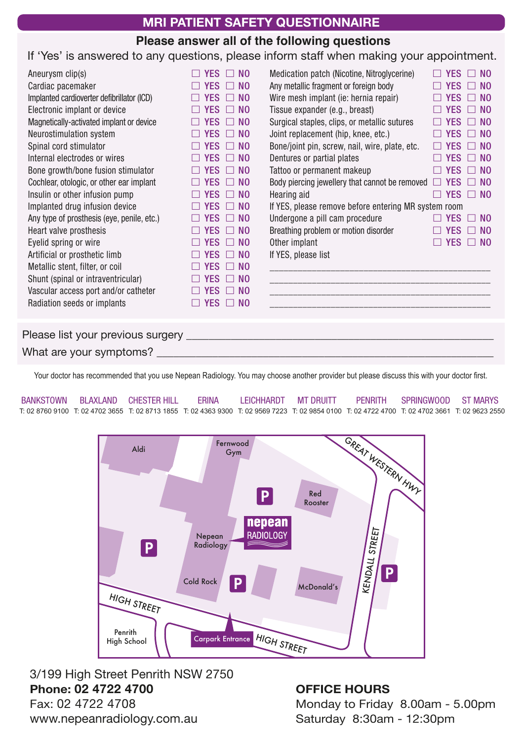# MRI PATIENT SAFETY QUESTIONNAIRE

## Please answer all of the following questions

If 'Yes' is answered to any questions, please inform staff when making your appointment.

| | |
|---|---|
| Aneurysm clip(s) | ☐ YES ☐ NO |
| Cardiac pacemaker | ☐ YES ☐ NO |
| Implanted cardioverter defibrillator (ICD) | ☐ YES ☐ NO |
| Electronic implant or device | ☐ YES ☐ NO |
| Magnetically-activated implant or device | ☐ YES ☐ NO |
| Neurostimulation system | ☐ YES ☐ NO |
| Spinal cord stimulator | ☐ YES ☐ NO |
| Internal electrodes or wires | ☐ YES ☐ NO |
| Bone growth/bone fusion stimulator | ☐ YES ☐ NO |
| Cochlear, otologic, or other ear implant | ☐ YES ☐ NO |
| Insulin or other infusion pump | ☐ YES ☐ NO |
| Implanted drug infusion device | ☐ YES ☐ NO |
| Any type of prosthesis (eye, penile, etc.) | ☐ YES ☐ NO |
| Heart valve prosthesis | ☐ YES ☐ NO |
| Eyelid spring or wire | ☐ YES ☐ NO |
| Artificial or prosthetic limb | ☐ YES ☐ NO |
| Metallic stent, filter, or coil | ☐ YES ☐ NO |
| Shunt (spinal or intraventricular) | ☐ YES ☐ NO |
| Vascular access port and/or catheter | ☐ YES ☐ NO |
| Radiation seeds or implants | ☐ YES ☐ NO |
| Medication patch (Nicotine, Nitroglycerine) | ☐ YES ☐ NO |
| Any metallic fragment or foreign body | ☐ YES ☐ NO |
| Wire mesh implant (ie: hernia repair) | ☐ YES ☐ NO |
| Tissue expander (e.g., breast) | ☐ YES ☐ NO |
| Surgical staples, clips, or metallic sutures | ☐ YES ☐ NO |
| Joint replacement (hip, knee, etc.) | ☐ YES ☐ NO |
| Bone/joint pin, screw, nail, wire, plate, etc. | ☐ YES ☐ NO |
| Dentures or partial plates | ☐ YES ☐ NO |
| Tattoo or permanent makeup | ☐ YES ☐ NO |
| Body piercing jewellery that cannot be removed | ☐ YES ☐ NO |
| Hearing aid | ☐ YES ☐ NO |

If YES, please remove before entering MR system room

| | |
|---|---|
| Undergone a pill cam procedure | ☐ YES ☐ NO |
| Breathing problem or motion disorder | ☐ YES ☐ NO |
| Other implant | ☐ YES ☐ NO |

If YES, please list

_______________________________________________

_______________________________________________

_______________________________________________

_______________________________________________

Please list your previous surgery _______________________________________________

What are your symptoms? _______________________________________________

Your doctor has recommended that you use Nepean Radiology. You may choose another provider but please discuss this with your doctor first.

| BANKSTOWN | BLAXLAND | CHESTER HILL | ERINA | LEICHHARDT | MT DRUITT | PENRITH | SPRINGWOOD | ST MARYS |
|---|---|---|---|---|---|---|---|---|
| T: 02 8760 9100 | T: 02 4702 3655 | T: 02 8713 1855 | T: 02 4363 9300 | T: 02 9569 7223 | T: 02 9854 0100 | T: 02 4722 4700 | T: 02 4702 3661 | T: 02 9623 2550 |

Aldi
Fernwood Gym
GREAT WESTERN HWY
P
Red Rooster
nepean RADIOLOGY
Nepean Radiology
P
KENDALL STREET
P
Cold Rock
P
McDonald's
HIGH STREET
Penrith High School
Carpark Entrance
HIGH STREET

3/199 High Street Penrith NSW 2750
**Phone: 02 4722 4700**
Fax: 02 4722 4708
www.nepeanradiology.com.au

**OFFICE HOURS**
Monday to Friday 8.00am - 5.00pm
Saturday 8:30am - 12:30pm